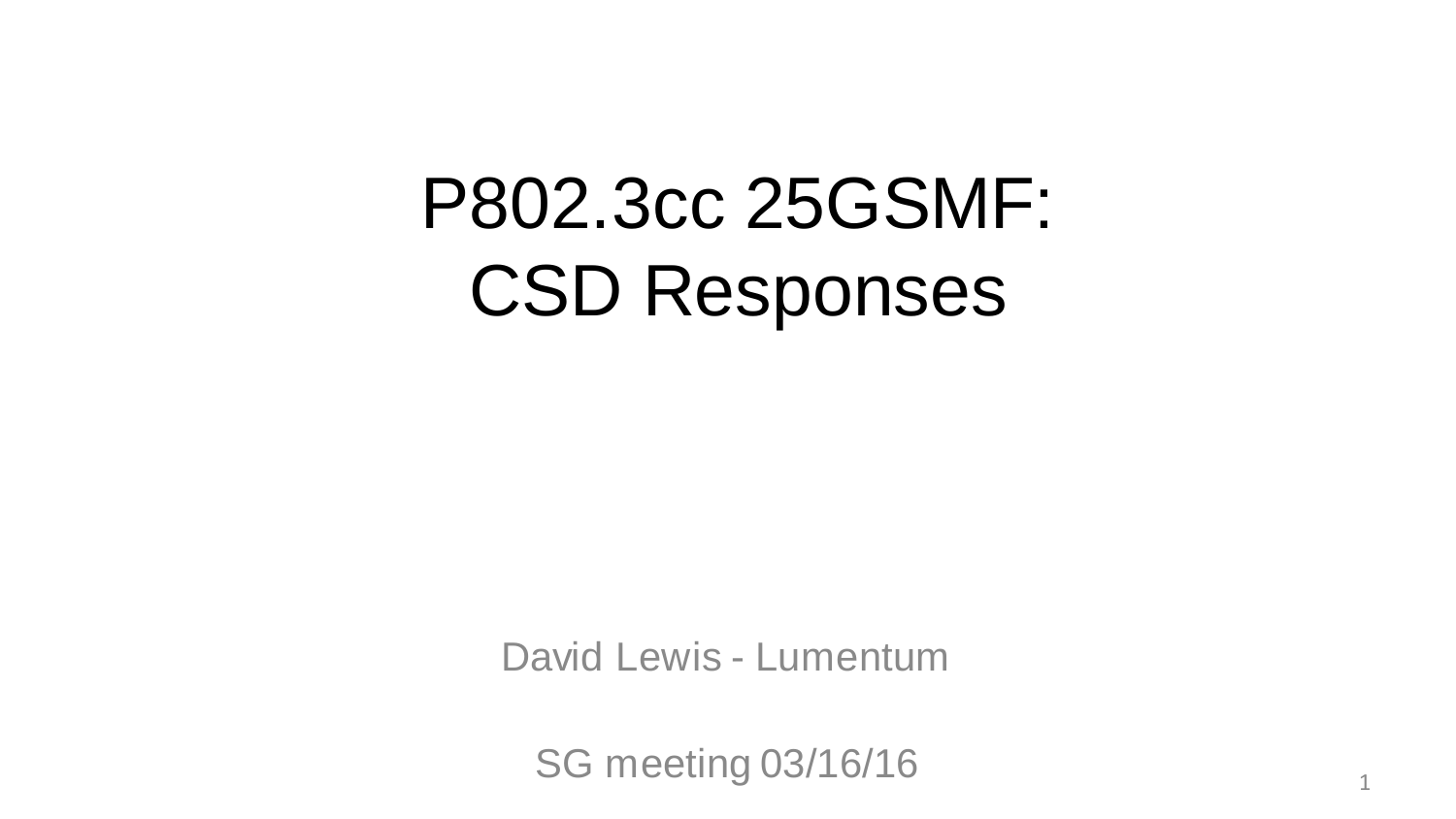# P802.3cc 25GSMF: CSD Responses

David Lewis - Lumentum

SG meeting 03/16/16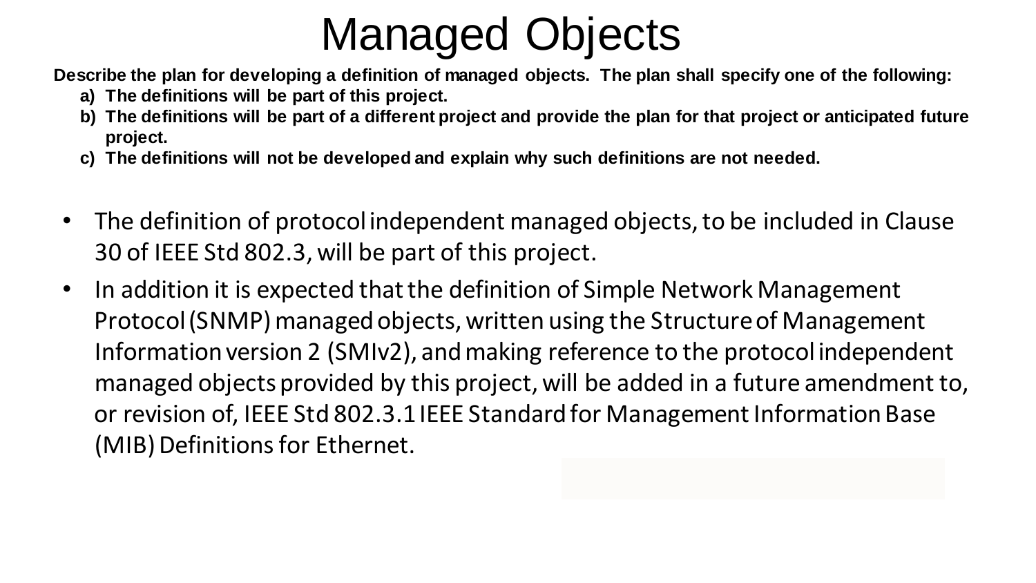# Managed Objects

**Describe the plan for developing a definition of managed objects. The plan shall specify one of the following:**

**a) The definitions will be part of this project.**

**b) The definitions will be part of a different project and provide the plan for that project or anticipated future project.**

**c) The definitions will not be developed and explain why such definitions are not needed.**

- The definition of protocol independent managed objects, to be included in Clause 30 of IEEE Std 802.3, will be part of this project.
- In addition it is expected that the definition of Simple Network Management Protocol (SNMP) managed objects, written using the Structure of Management Information version 2 (SMIv2), and making reference to the protocol independent managed objects provided by this project, will be added in a future amendment to, or revision of, IEEE Std 802.3.1 IEEE Standard for Management Information Base (MIB) Definitions for Ethernet.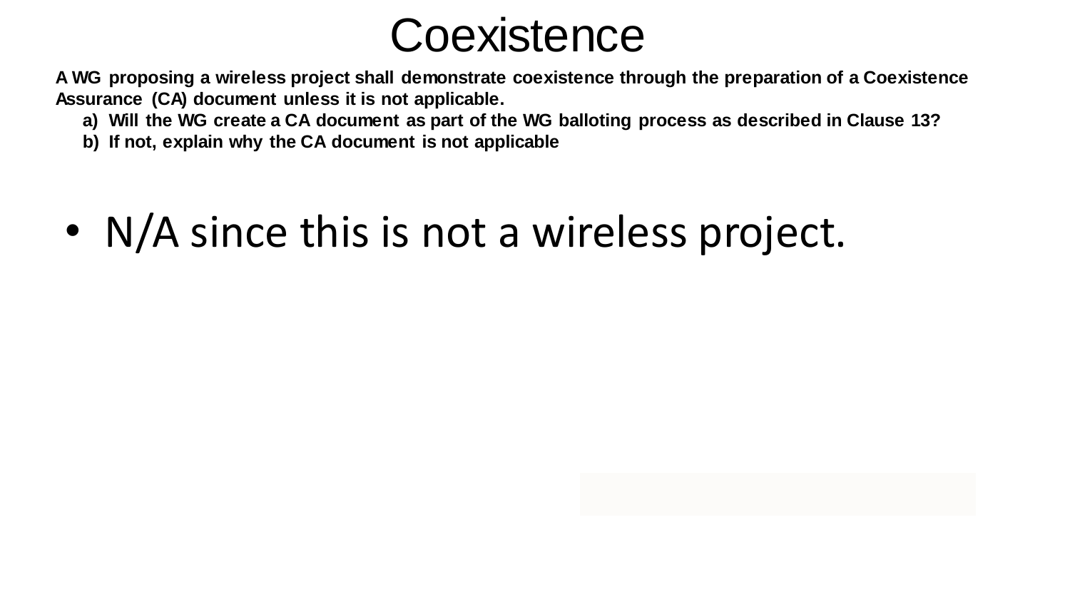# Coexistence

**A WG proposing a wireless project shall demonstrate coexistence through the preparation of a Coexistence Assurance (CA) document unless it is not applicable.**

**a) Will the WG create a CA document as part of the WG balloting process as described in Clause 13?**

**b) If not, explain why the CA document is not applicable**

- N/A since this is not a wireless project.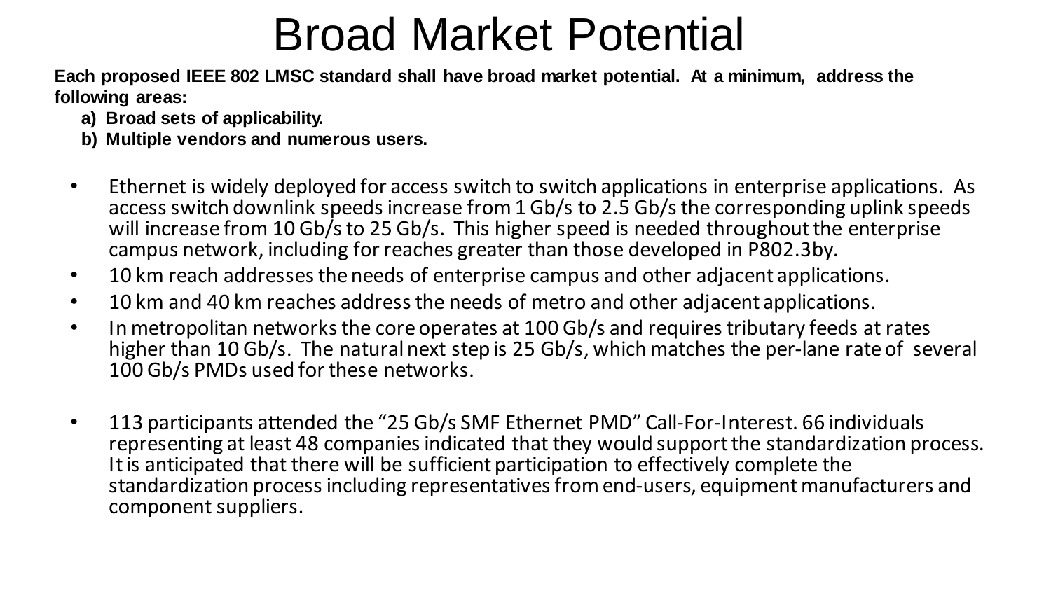# Broad Market Potential

**Each proposed IEEE 802 LMSC standard shall have broad market potential. At a minimum, address the following areas:**

**a) Broad sets of applicability.**

**b) Multiple vendors and numerous users.**

- Ethernet is widely deployed for access switch to switch applications in enterprise applications. As access switch downlink speeds increase from 1 Gb/s to 2.5 Gb/s the corresponding uplink speeds will increase from 10 Gb/s to 25 Gb/s. This higher speed is needed throughout the enterprise campus network, including for reaches greater than those developed in P802.3by.
- 10 km reach addresses the needs of enterprise campus and other adjacent applications.
- 10 km and 40 km reaches address the needs of metro and other adjacent applications.
- In metropolitan networks the core operates at 100 Gb/s and requires tributary feeds at rates higher than 10 Gb/s. The natural next step is 25 Gb/s, which matches the per-lane rate of several 100 Gb/s PMDs used for these networks.
- 113 participants attended the “25 Gb/s SMF Ethernet PMD” Call-For-Interest. 66 individuals representing at least 48 companies indicated that they would support the standardization process. It is anticipated that there will be sufficient participation to effectively complete the standardization process including representatives from end-users, equipment manufacturers and component suppliers.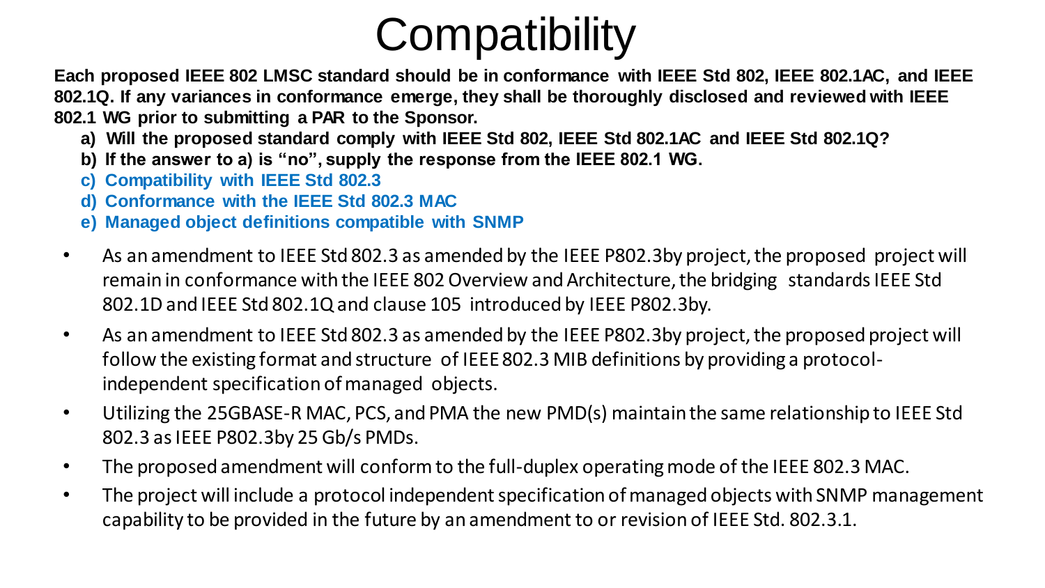# Compatibility

**Each proposed IEEE 802 LMSC standard should be in conformance with IEEE Std 802, IEEE 802.1AC, and IEEE 802.1Q. If any variances in conformance emerge, they shall be thoroughly disclosed and reviewed with IEEE 802.1 WG prior to submitting a PAR to the Sponsor.**

**a) Will the proposed standard comply with IEEE Std 802, IEEE Std 802.1AC and IEEE Std 802.1Q?**
**b) If the answer to a) is "no", supply the response from the IEEE 802.1 WG.**
**c) Compatibility with IEEE Std 802.3**
**d) Conformance with the IEEE Std 802.3 MAC**
**e) Managed object definitions compatible with SNMP**

- As an amendment to IEEE Std 802.3 as amended by the IEEE P802.3by project, the proposed project will remain in conformance with the IEEE 802 Overview and Architecture, the bridging standards IEEE Std 802.1D and IEEE Std 802.1Q and clause 105 introduced by IEEE P802.3by.
- As an amendment to IEEE Std 802.3 as amended by the IEEE P802.3by project, the proposed project will follow the existing format and structure of IEEE 802.3 MIB definitions by providing a protocol-independent specification of managed objects.
- Utilizing the 25GBASE-R MAC, PCS, and PMA the new PMD(s) maintain the same relationship to IEEE Std 802.3 as IEEE P802.3by 25 Gb/s PMDs.
- The proposed amendment will conform to the full-duplex operating mode of the IEEE 802.3 MAC.
- The project will include a protocol independent specification of managed objects with SNMP management capability to be provided in the future by an amendment to or revision of IEEE Std. 802.3.1.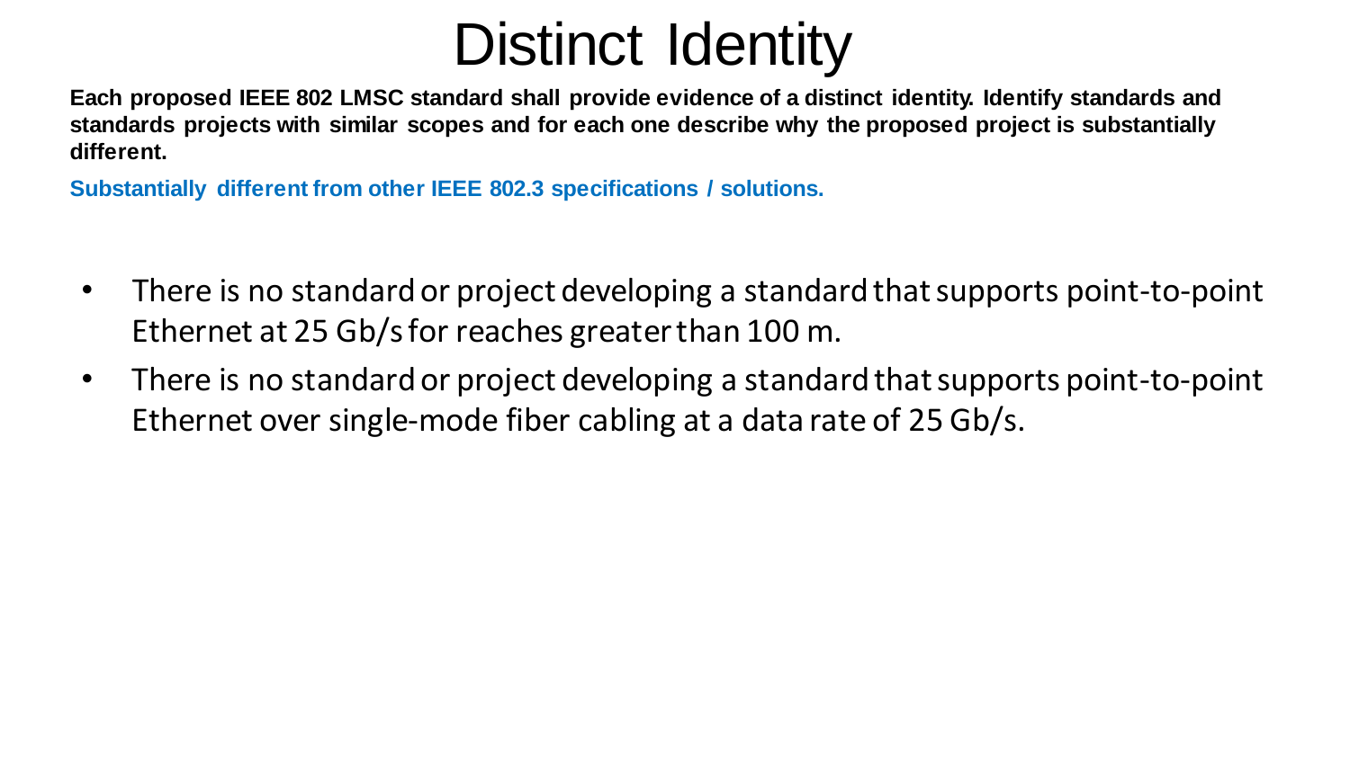# Distinct Identity

**Each proposed IEEE 802 LMSC standard shall provide evidence of a distinct identity. Identify standards and standards projects with similar scopes and for each one describe why the proposed project is substantially different.**

**Substantially different from other IEEE 802.3 specifications / solutions.**

- There is no standard or project developing a standard that supports point-to-point Ethernet at 25 Gb/s for reaches greater than 100 m.
- There is no standard or project developing a standard that supports point-to-point Ethernet over single-mode fiber cabling at a data rate of 25 Gb/s.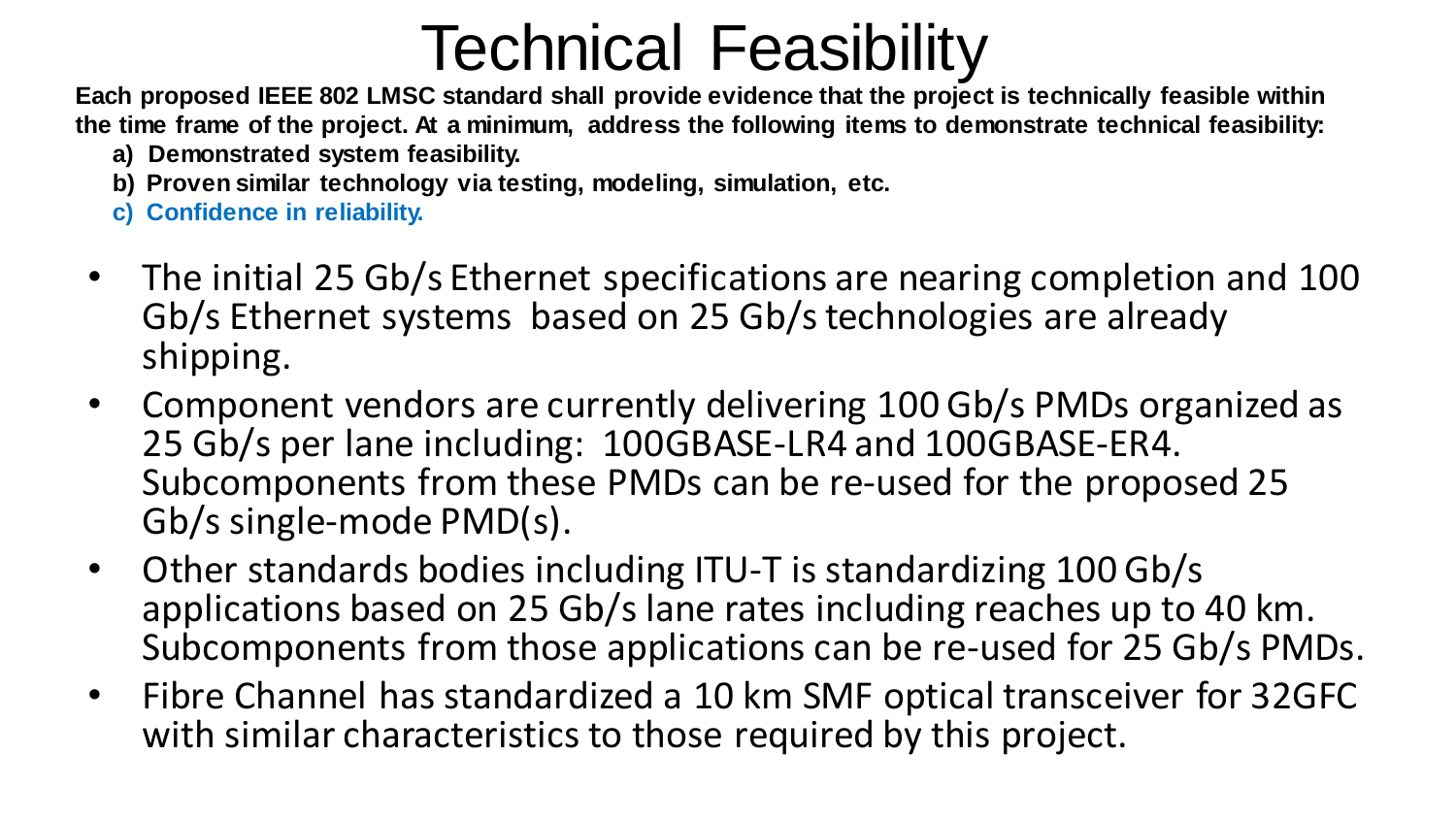# Technical Feasibility

**Each proposed IEEE 802 LMSC standard shall provide evidence that the project is technically feasible within the time frame of the project. At a minimum, address the following items to demonstrate technical feasibility:**

**a) Demonstrated system feasibility.**

**b) Proven similar technology via testing, modeling, simulation, etc.**

**c) Confidence in reliability.**

- The initial 25 Gb/s Ethernet specifications are nearing completion and 100 Gb/s Ethernet systems based on 25 Gb/s technologies are already shipping.
- Component vendors are currently delivering 100 Gb/s PMDs organized as 25 Gb/s per lane including: 100GBASE-LR4 and 100GBASE-ER4. Subcomponents from these PMDs can be re-used for the proposed 25 Gb/s single-mode PMD(s).
- Other standards bodies including ITU-T is standardizing 100 Gb/s applications based on 25 Gb/s lane rates including reaches up to 40 km. Subcomponents from those applications can be re-used for 25 Gb/s PMDs.
- Fibre Channel has standardized a 10 km SMF optical transceiver for 32GFC with similar characteristics to those required by this project.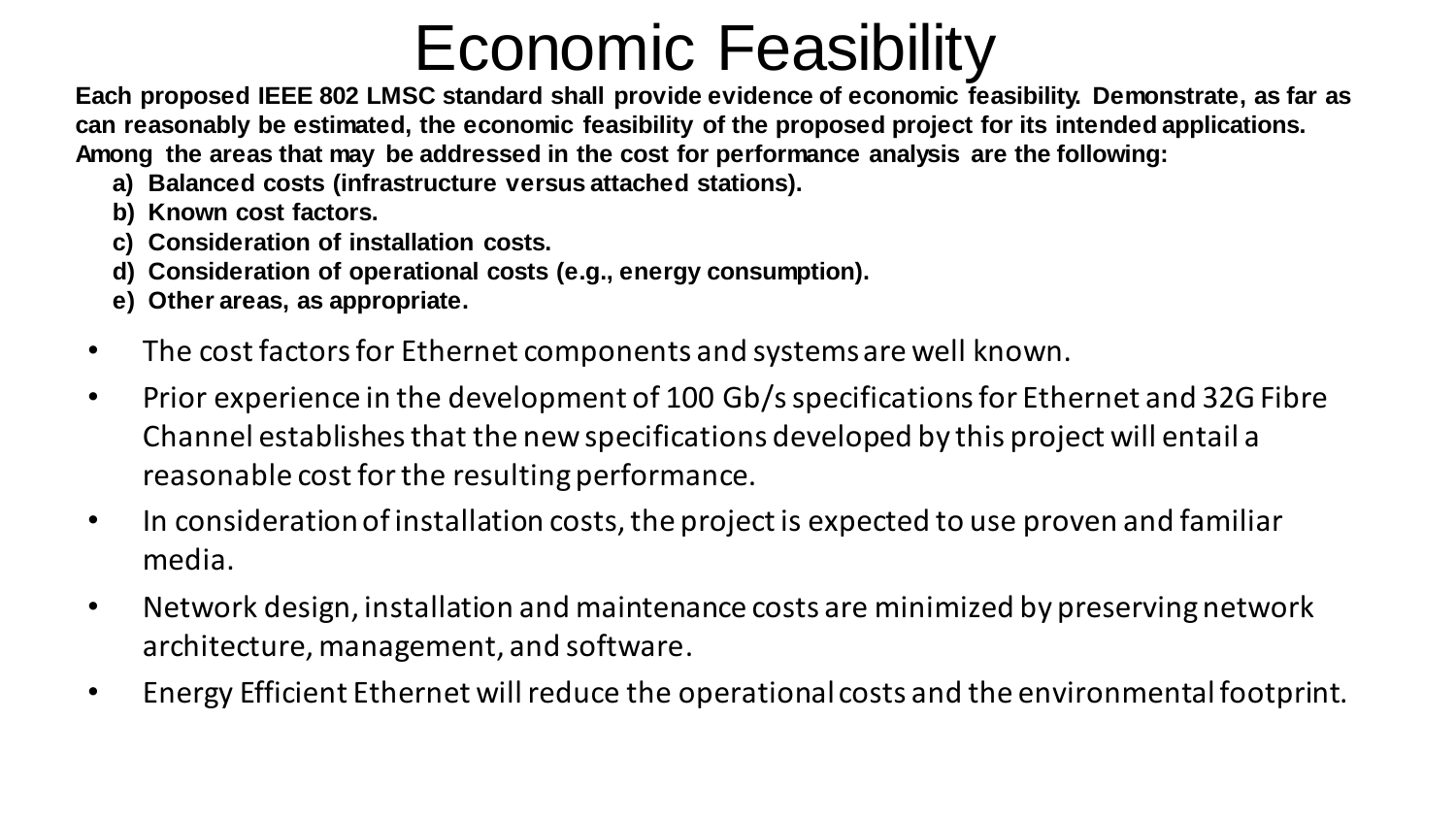# Economic Feasibility

**Each proposed IEEE 802 LMSC standard shall provide evidence of economic feasibility. Demonstrate, as far as can reasonably be estimated, the economic feasibility of the proposed project for its intended applications. Among the areas that may be addressed in the cost for performance analysis are the following:**

**a) Balanced costs (infrastructure versus attached stations).**
**b) Known cost factors.**
**c) Consideration of installation costs.**
**d) Consideration of operational costs (e.g., energy consumption).**
**e) Other areas, as appropriate.**

- The cost factors for Ethernet components and systems are well known.
- Prior experience in the development of 100 Gb/s specifications for Ethernet and 32G Fibre Channel establishes that the new specifications developed by this project will entail a reasonable cost for the resulting performance.
- In consideration of installation costs, the project is expected to use proven and familiar media.
- Network design, installation and maintenance costs are minimized by preserving network architecture, management, and software.
- Energy Efficient Ethernet will reduce the operational costs and the environmental footprint.